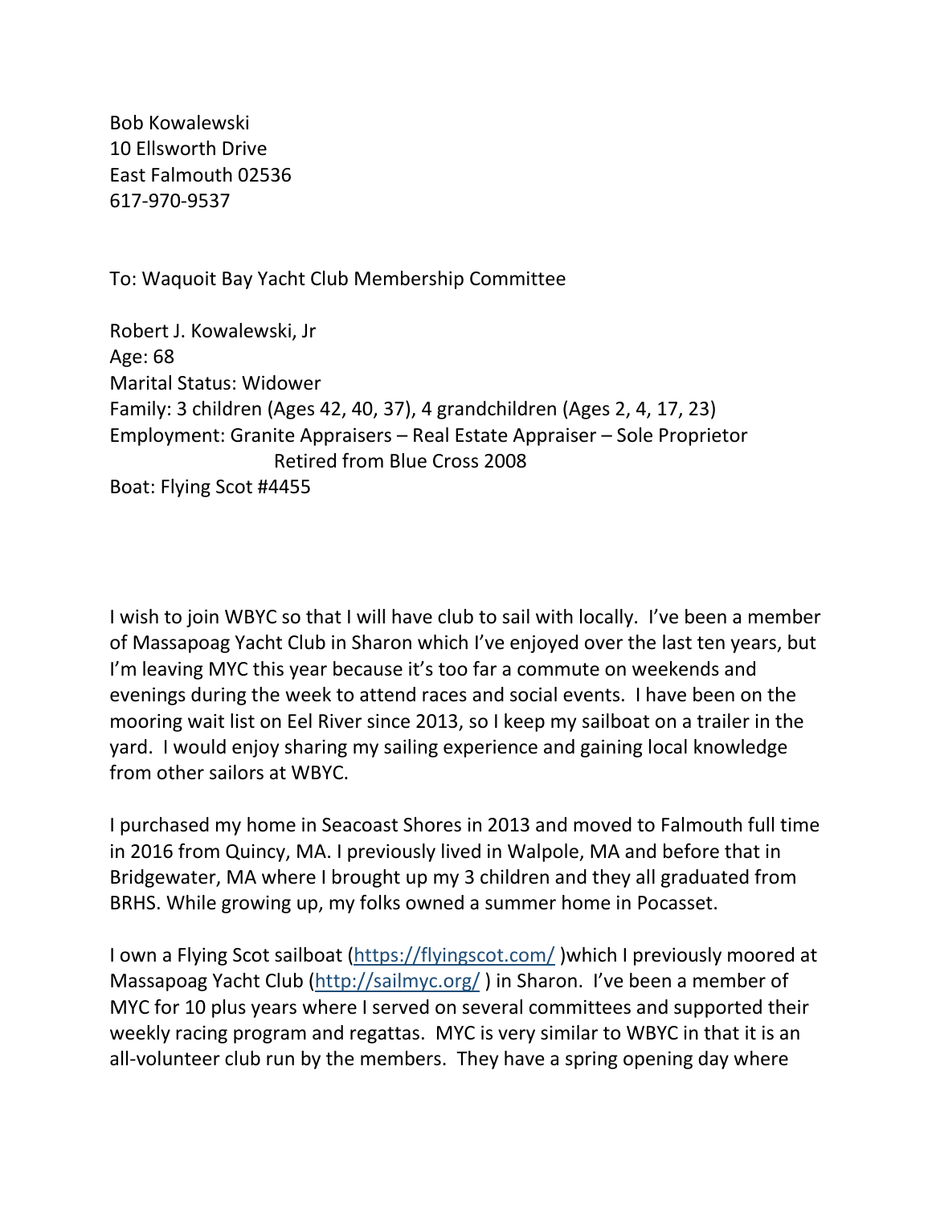Bob Kowalewski
10 Ellsworth Drive
East Falmouth 02536
617-970-9537

To: Waquoit Bay Yacht Club Membership Committee

Robert J. Kowalewski, Jr
Age: 68
Marital Status: Widower
Family: 3 children (Ages 42, 40, 37), 4 grandchildren (Ages 2, 4, 17, 23)
Employment: Granite Appraisers – Real Estate Appraiser – Sole Proprietor
Retired from Blue Cross 2008
Boat: Flying Scot #4455

I wish to join WBYC so that I will have club to sail with locally. I've been a member of Massapoag Yacht Club in Sharon which I've enjoyed over the last ten years, but I'm leaving MYC this year because it's too far a commute on weekends and evenings during the week to attend races and social events. I have been on the mooring wait list on Eel River since 2013, so I keep my sailboat on a trailer in the yard. I would enjoy sharing my sailing experience and gaining local knowledge from other sailors at WBYC.

I purchased my home in Seacoast Shores in 2013 and moved to Falmouth full time in 2016 from Quincy, MA. I previously lived in Walpole, MA and before that in Bridgewater, MA where I brought up my 3 children and they all graduated from BRHS. While growing up, my folks owned a summer home in Pocasset.

I own a Flying Scot sailboat ([https://flyingscot.com/](https://flyingscot.com/) )which I previously moored at Massapoag Yacht Club ([http://sailmyc.org/](http://sailmyc.org/) ) in Sharon. I've been a member of MYC for 10 plus years where I served on several committees and supported their weekly racing program and regattas. MYC is very similar to WBYC in that it is an all-volunteer club run by the members. They have a spring opening day where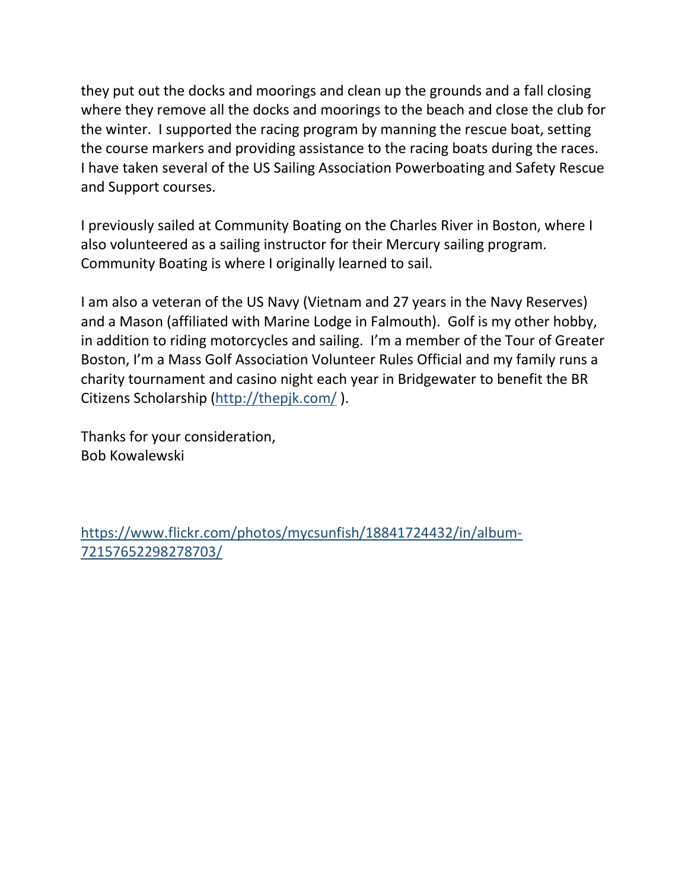they put out the docks and moorings and clean up the grounds and a fall closing where they remove all the docks and moorings to the beach and close the club for the winter. I supported the racing program by manning the rescue boat, setting the course markers and providing assistance to the racing boats during the races. I have taken several of the US Sailing Association Powerboating and Safety Rescue and Support courses.

I previously sailed at Community Boating on the Charles River in Boston, where I also volunteered as a sailing instructor for their Mercury sailing program. Community Boating is where I originally learned to sail.

I am also a veteran of the US Navy (Vietnam and 27 years in the Navy Reserves) and a Mason (affiliated with Marine Lodge in Falmouth). Golf is my other hobby, in addition to riding motorcycles and sailing. I'm a member of the Tour of Greater Boston, I'm a Mass Golf Association Volunteer Rules Official and my family runs a charity tournament and casino night each year in Bridgewater to benefit the BR Citizens Scholarship (http://thepjk.com/ ).

Thanks for your consideration,
Bob Kowalewski

https://www.flickr.com/photos/mycsunfish/18841724432/in/album-72157652298278703/